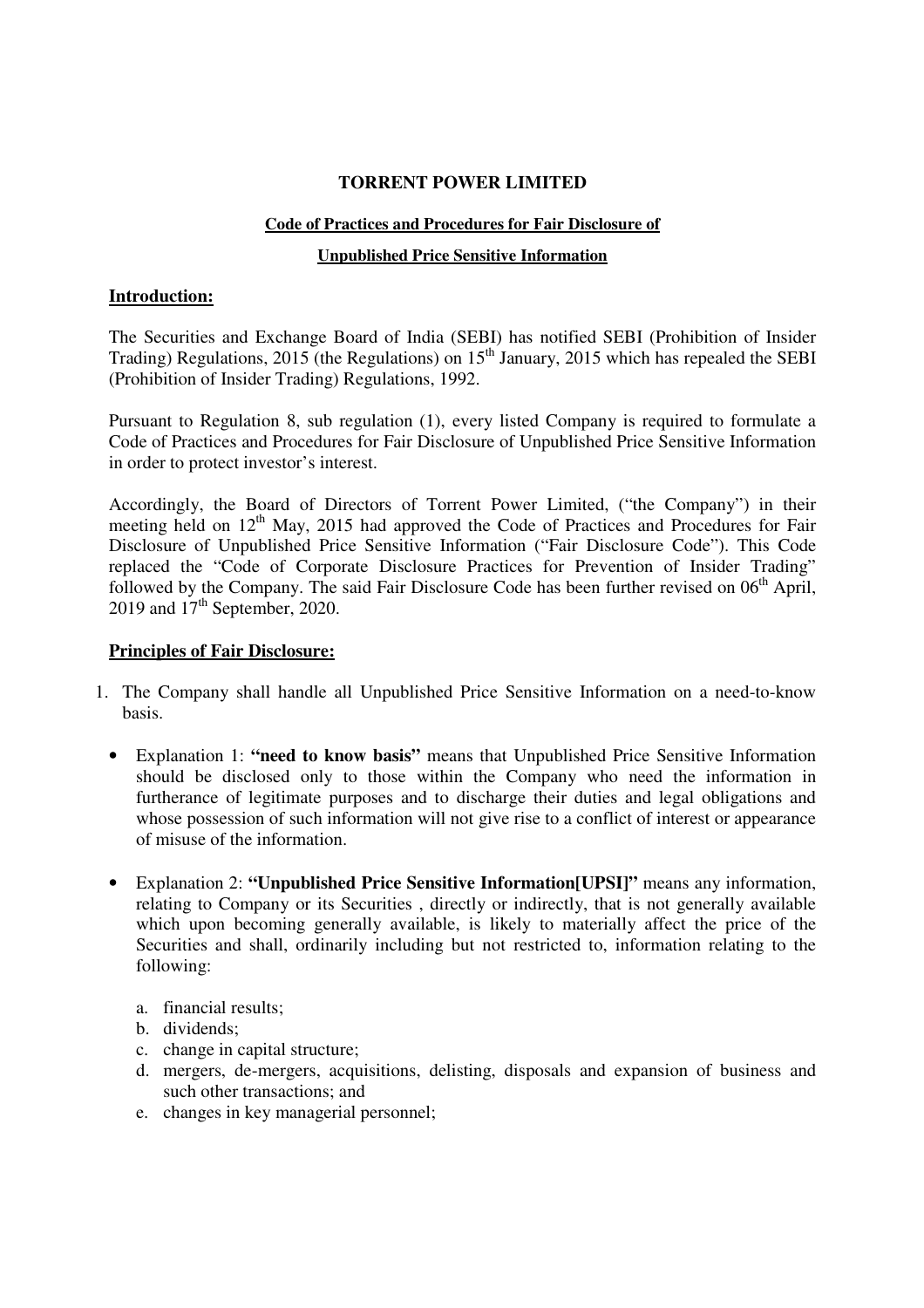# TORRENT POWER LIMITED

## Code of Practices and Procedures for Fair Disclosure of Unpublished Price Sensitive Information

### Introduction:

The Securities and Exchange Board of India (SEBI) has notified SEBI (Prohibition of Insider Trading) Regulations, 2015 (the Regulations) on 15th January, 2015 which has repealed the SEBI (Prohibition of Insider Trading) Regulations, 1992.

Pursuant to Regulation 8, sub regulation (1), every listed Company is required to formulate a Code of Practices and Procedures for Fair Disclosure of Unpublished Price Sensitive Information in order to protect investor's interest.

Accordingly, the Board of Directors of Torrent Power Limited, ("the Company") in their meeting held on 12th May, 2015 had approved the Code of Practices and Procedures for Fair Disclosure of Unpublished Price Sensitive Information ("Fair Disclosure Code"). This Code replaced the "Code of Corporate Disclosure Practices for Prevention of Insider Trading" followed by the Company. The said Fair Disclosure Code has been further revised on 06th April, 2019 and 17th September, 2020.

### Principles of Fair Disclosure:

1. The Company shall handle all Unpublished Price Sensitive Information on a need-to-know basis.

   - Explanation 1: **"need to know basis"** means that Unpublished Price Sensitive Information should be disclosed only to those within the Company who need the information in furtherance of legitimate purposes and to discharge their duties and legal obligations and whose possession of such information will not give rise to a conflict of interest or appearance of misuse of the information.

   - Explanation 2: **"Unpublished Price Sensitive Information[UPSI]"** means any information, relating to Company or its Securities , directly or indirectly, that is not generally available which upon becoming generally available, is likely to materially affect the price of the Securities and shall, ordinarily including but not restricted to, information relating to the following:

     a. financial results;
     b. dividends;
     c. change in capital structure;
     d. mergers, de-mergers, acquisitions, delisting, disposals and expansion of business and such other transactions; and
     e. changes in key managerial personnel;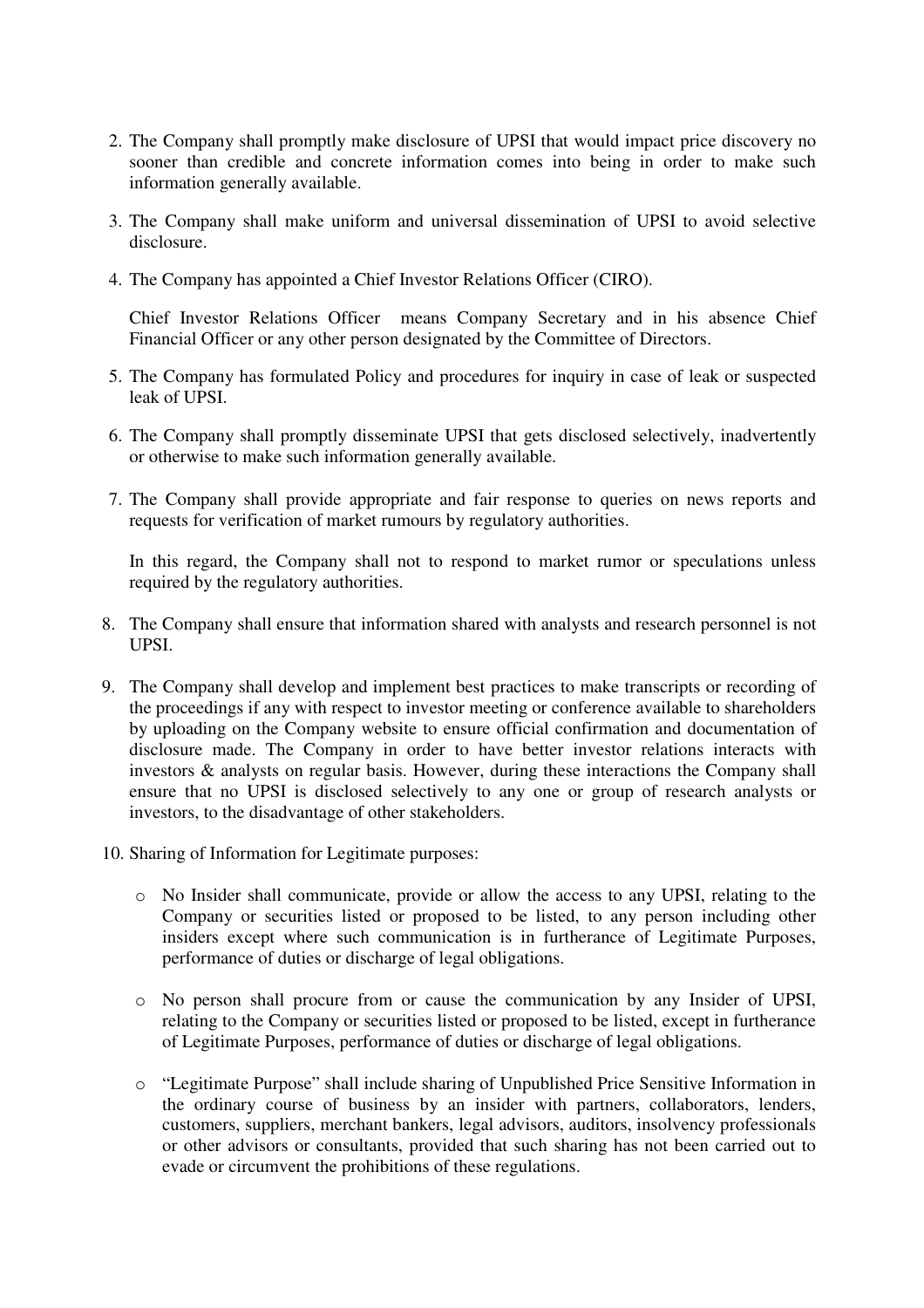2. The Company shall promptly make disclosure of UPSI that would impact price discovery no sooner than credible and concrete information comes into being in order to make such information generally available.

3. The Company shall make uniform and universal dissemination of UPSI to avoid selective disclosure.

4. The Company has appointed a Chief Investor Relations Officer (CIRO).

   Chief Investor Relations Officer means Company Secretary and in his absence Chief Financial Officer or any other person designated by the Committee of Directors.

5. The Company has formulated Policy and procedures for inquiry in case of leak or suspected leak of UPSI.

6. The Company shall promptly disseminate UPSI that gets disclosed selectively, inadvertently or otherwise to make such information generally available.

7. The Company shall provide appropriate and fair response to queries on news reports and requests for verification of market rumours by regulatory authorities.

   In this regard, the Company shall not to respond to market rumor or speculations unless required by the regulatory authorities.

8. The Company shall ensure that information shared with analysts and research personnel is not UPSI.

9. The Company shall develop and implement best practices to make transcripts or recording of the proceedings if any with respect to investor meeting or conference available to shareholders by uploading on the Company website to ensure official confirmation and documentation of disclosure made. The Company in order to have better investor relations interacts with investors & analysts on regular basis. However, during these interactions the Company shall ensure that no UPSI is disclosed selectively to any one or group of research analysts or investors, to the disadvantage of other stakeholders.

10. Sharing of Information for Legitimate purposes:

    - No Insider shall communicate, provide or allow the access to any UPSI, relating to the Company or securities listed or proposed to be listed, to any person including other insiders except where such communication is in furtherance of Legitimate Purposes, performance of duties or discharge of legal obligations.
    - No person shall procure from or cause the communication by any Insider of UPSI, relating to the Company or securities listed or proposed to be listed, except in furtherance of Legitimate Purposes, performance of duties or discharge of legal obligations.
    - "Legitimate Purpose" shall include sharing of Unpublished Price Sensitive Information in the ordinary course of business by an insider with partners, collaborators, lenders, customers, suppliers, merchant bankers, legal advisors, auditors, insolvency professionals or other advisors or consultants, provided that such sharing has not been carried out to evade or circumvent the prohibitions of these regulations.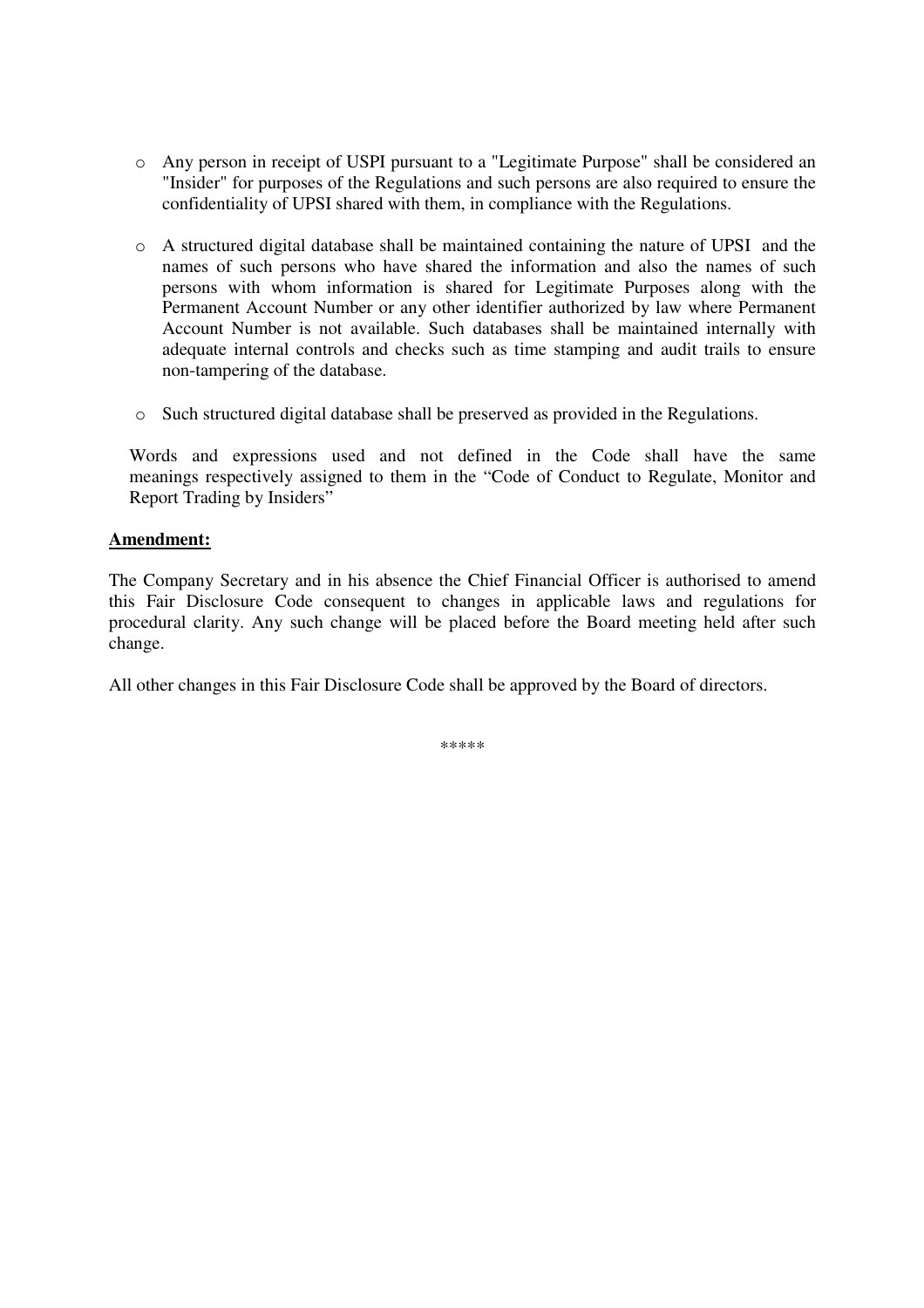- Any person in receipt of USPI pursuant to a "Legitimate Purpose" shall be considered an "Insider" for purposes of the Regulations and such persons are also required to ensure the confidentiality of UPSI shared with them, in compliance with the Regulations.

- A structured digital database shall be maintained containing the nature of UPSI and the names of such persons who have shared the information and also the names of such persons with whom information is shared for Legitimate Purposes along with the Permanent Account Number or any other identifier authorized by law where Permanent Account Number is not available. Such databases shall be maintained internally with adequate internal controls and checks such as time stamping and audit trails to ensure non-tampering of the database.

- Such structured digital database shall be preserved as provided in the Regulations.

Words and expressions used and not defined in the Code shall have the same meanings respectively assigned to them in the "Code of Conduct to Regulate, Monitor and Report Trading by Insiders"

**Amendment:**

The Company Secretary and in his absence the Chief Financial Officer is authorised to amend this Fair Disclosure Code consequent to changes in applicable laws and regulations for procedural clarity. Any such change will be placed before the Board meeting held after such change.

All other changes in this Fair Disclosure Code shall be approved by the Board of directors.

*****